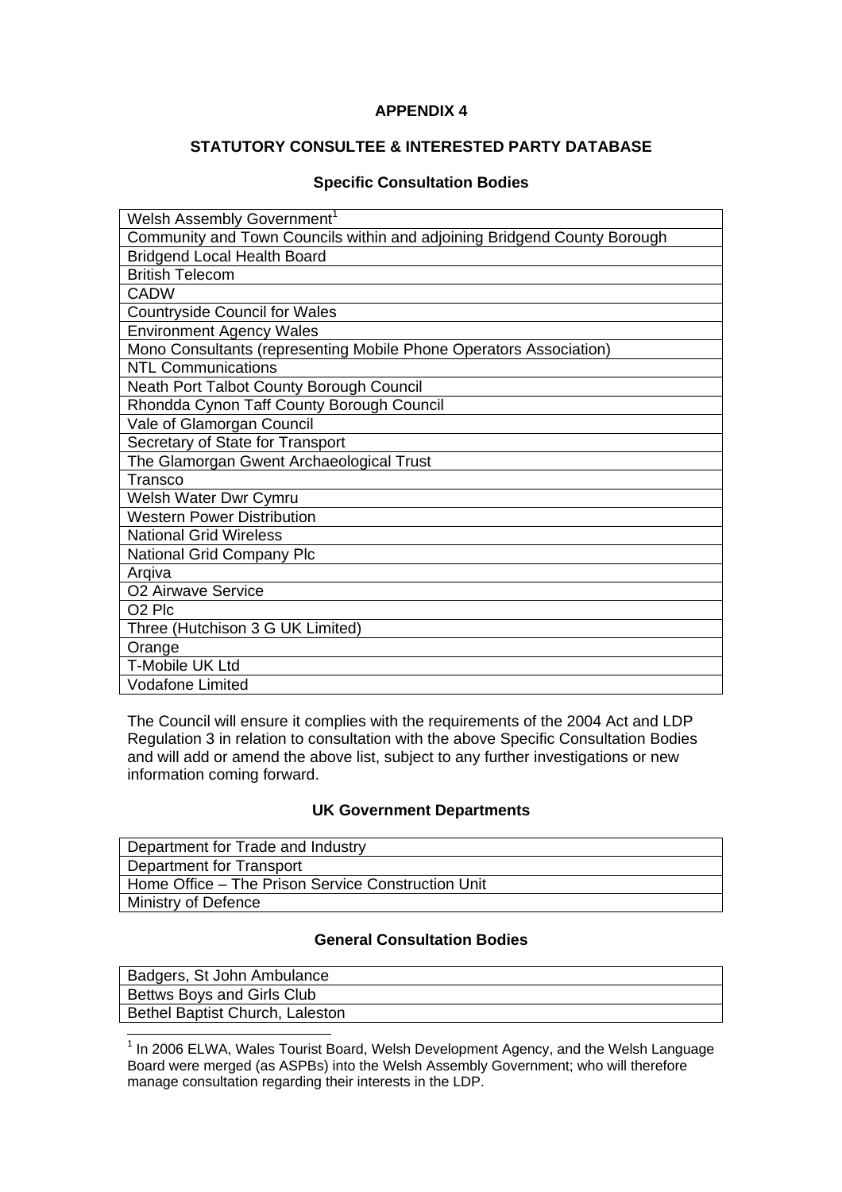# APPENDIX 4

## STATUTORY CONSULTEE & INTERESTED PARTY DATABASE

### Specific Consultation Bodies

| Specific Consultation Bodies |
|---|
| Welsh Assembly Government[1] |
| Community and Town Councils within and adjoining Bridgend County Borough |
| Bridgend Local Health Board |
| British Telecom |
| CADW |
| Countryside Council for Wales |
| Environment Agency Wales |
| Mono Consultants (representing Mobile Phone Operators Association) |
| NTL Communications |
| Neath Port Talbot County Borough Council |
| Rhondda Cynon Taff County Borough Council |
| Vale of Glamorgan Council |
| Secretary of State for Transport |
| The Glamorgan Gwent Archaeological Trust |
| Transco |
| Welsh Water Dwr Cymru |
| Western Power Distribution |
| National Grid Wireless |
| National Grid Company Plc |
| Arqiva |
| O2 Airwave Service |
| O2 Plc |
| Three (Hutchison 3 G UK Limited) |
| Orange |
| T-Mobile UK Ltd |
| Vodafone Limited |

The Council will ensure it complies with the requirements of the 2004 Act and LDP Regulation 3 in relation to consultation with the above Specific Consultation Bodies and will add or amend the above list, subject to any further investigations or new information coming forward.

### UK Government Departments

| UK Government Departments |
|---|
| Department for Trade and Industry |
| Department for Transport |
| Home Office – The Prison Service Construction Unit |
| Ministry of Defence |

### General Consultation Bodies

| General Consultation Bodies |
|---|
| Badgers, St John Ambulance |
| Bettws Boys and Girls Club |
| Bethel Baptist Church, Laleston |

[1] In 2006 ELWA, Wales Tourist Board, Welsh Development Agency, and the Welsh Language Board were merged (as ASPBs) into the Welsh Assembly Government; who will therefore manage consultation regarding their interests in the LDP.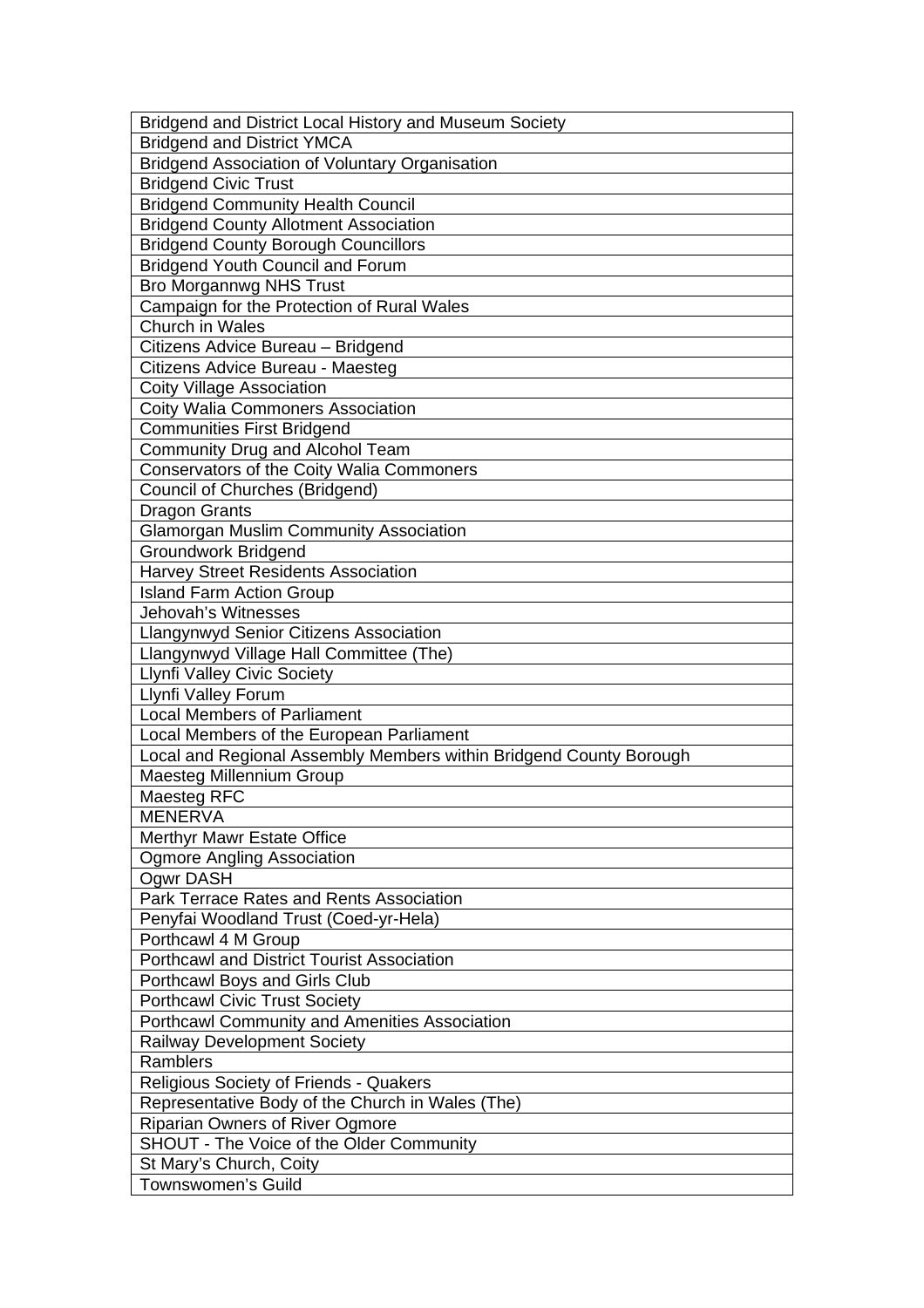| Bridgend and District Local History and Museum Society |
| --- |
| Bridgend and District YMCA |
| Bridgend Association of Voluntary Organisation |
| Bridgend Civic Trust |
| Bridgend Community Health Council |
| Bridgend County Allotment Association |
| Bridgend County Borough Councillors |
| Bridgend Youth Council and Forum |
| Bro Morgannwg NHS Trust |
| Campaign for the Protection of Rural Wales |
| Church in Wales |
| Citizens Advice Bureau – Bridgend |
| Citizens Advice Bureau - Maesteg |
| Coity Village Association |
| Coity Walia Commoners Association |
| Communities First Bridgend |
| Community Drug and Alcohol Team |
| Conservators of the Coity Walia Commoners |
| Council of Churches (Bridgend) |
| Dragon Grants |
| Glamorgan Muslim Community Association |
| Groundwork Bridgend |
| Harvey Street Residents Association |
| Island Farm Action Group |
| Jehovah's Witnesses |
| Llangynwyd Senior Citizens Association |
| Llangynwyd Village Hall Committee (The) |
| Llynfi Valley Civic Society |
| Llynfi Valley Forum |
| Local Members of Parliament |
| Local Members of the European Parliament |
| Local and Regional Assembly Members within Bridgend County Borough |
| Maesteg Millennium Group |
| Maesteg RFC |
| MENERVA |
| Merthyr Mawr Estate Office |
| Ogmore Angling Association |
| Ogwr DASH |
| Park Terrace Rates and Rents Association |
| Penyfai Woodland Trust (Coed-yr-Hela) |
| Porthcawl 4 M Group |
| Porthcawl and District Tourist Association |
| Porthcawl Boys and Girls Club |
| Porthcawl Civic Trust Society |
| Porthcawl Community and Amenities Association |
| Railway Development Society |
| Ramblers |
| Religious Society of Friends - Quakers |
| Representative Body of the Church in Wales (The) |
| Riparian Owners of River Ogmore |
| SHOUT - The Voice of the Older Community |
| St Mary's Church, Coity |
| Townswomen's Guild |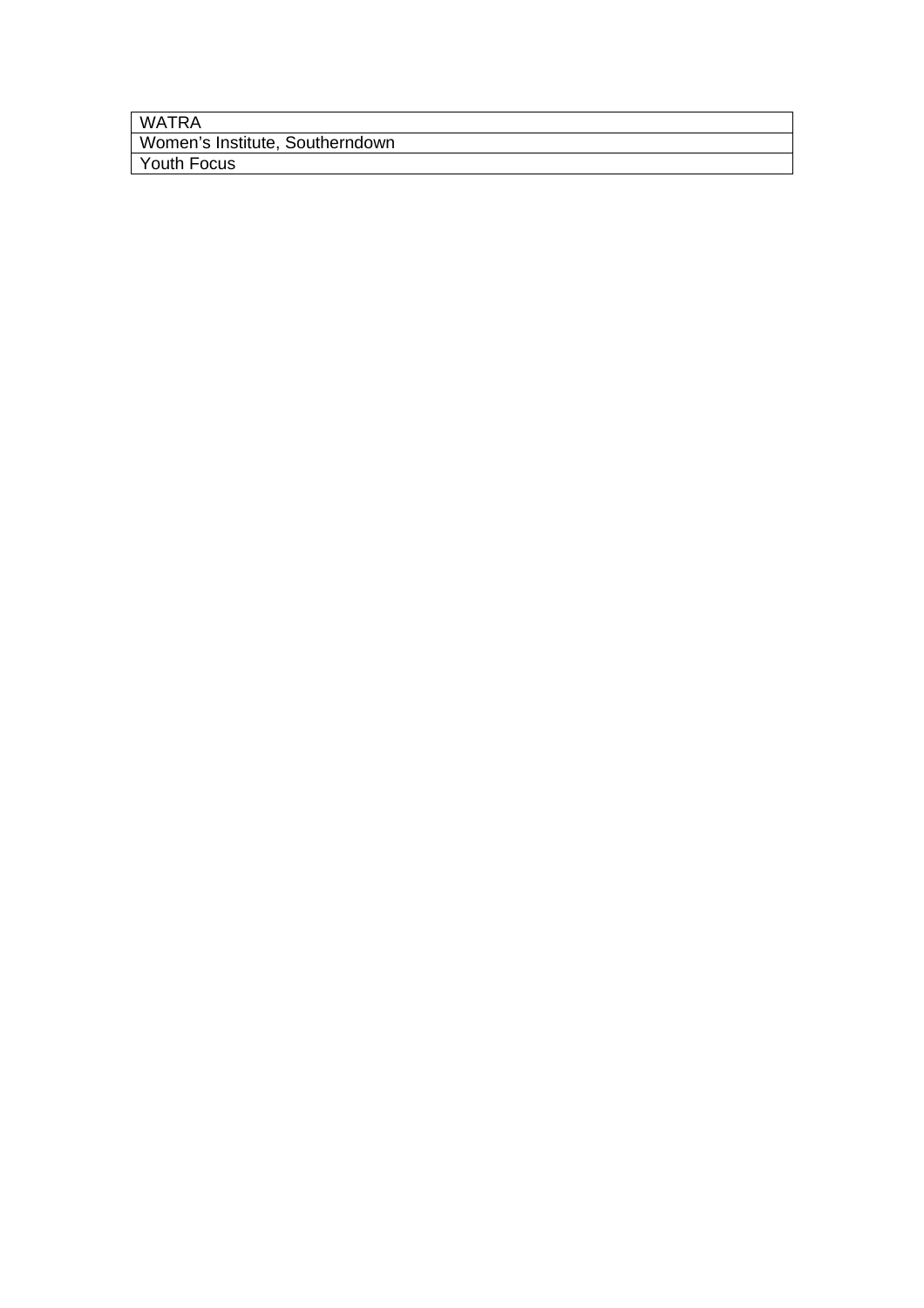| WATRA |
| --- |
| Women's Institute, Southerndown |
| Youth Focus |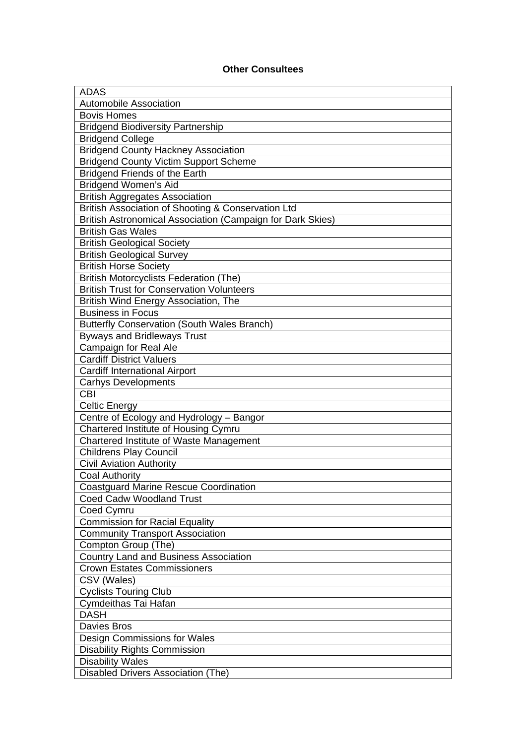**Other Consultees**

| ADAS |
|---|
| Automobile Association |
| Bovis Homes |
| Bridgend Biodiversity Partnership |
| Bridgend College |
| Bridgend County Hackney Association |
| Bridgend County Victim Support Scheme |
| Bridgend Friends of the Earth |
| Bridgend Women's Aid |
| British Aggregates Association |
| British Association of Shooting & Conservation Ltd |
| British Astronomical Association (Campaign for Dark Skies) |
| British Gas Wales |
| British Geological Society |
| British Geological Survey |
| British Horse Society |
| British Motorcyclists Federation (The) |
| British Trust for Conservation Volunteers |
| British Wind Energy Association, The |
| Business in Focus |
| Butterfly Conservation (South Wales Branch) |
| Byways and Bridleways Trust |
| Campaign for Real Ale |
| Cardiff District Valuers |
| Cardiff International Airport |
| Carhys Developments |
| CBI |
| Celtic Energy |
| Centre of Ecology and Hydrology – Bangor |
| Chartered Institute of Housing Cymru |
| Chartered Institute of Waste Management |
| Childrens Play Council |
| Civil Aviation Authority |
| Coal Authority |
| Coastguard Marine Rescue Coordination |
| Coed Cadw Woodland Trust |
| Coed Cymru |
| Commission for Racial Equality |
| Community Transport Association |
| Compton Group (The) |
| Country Land and Business Association |
| Crown Estates Commissioners |
| CSV (Wales) |
| Cyclists Touring Club |
| Cymdeithas Tai Hafan |
| DASH |
| Davies Bros |
| Design Commissions for Wales |
| Disability Rights Commission |
| Disability Wales |
| Disabled Drivers Association (The) |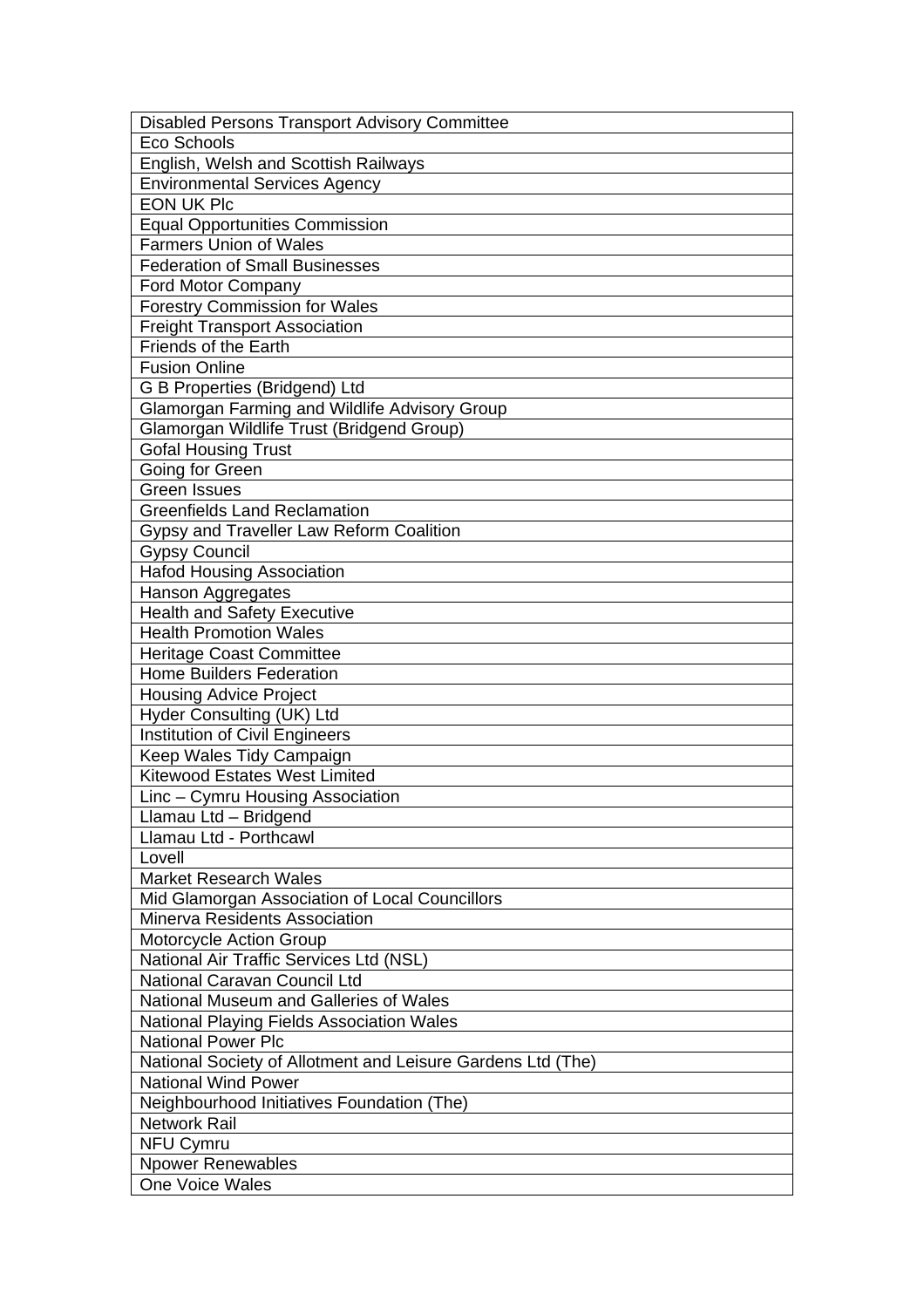| Disabled Persons Transport Advisory Committee |
|---|
| Eco Schools |
| English, Welsh and Scottish Railways |
| Environmental Services Agency |
| EON UK Plc |
| Equal Opportunities Commission |
| Farmers Union of Wales |
| Federation of Small Businesses |
| Ford Motor Company |
| Forestry Commission for Wales |
| Freight Transport Association |
| Friends of the Earth |
| Fusion Online |
| G B Properties (Bridgend) Ltd |
| Glamorgan Farming and Wildlife Advisory Group |
| Glamorgan Wildlife Trust (Bridgend Group) |
| Gofal Housing Trust |
| Going for Green |
| Green Issues |
| Greenfields Land Reclamation |
| Gypsy and Traveller Law Reform Coalition |
| Gypsy Council |
| Hafod Housing Association |
| Hanson Aggregates |
| Health and Safety Executive |
| Health Promotion Wales |
| Heritage Coast Committee |
| Home Builders Federation |
| Housing Advice Project |
| Hyder Consulting (UK) Ltd |
| Institution of Civil Engineers |
| Keep Wales Tidy Campaign |
| Kitewood Estates West Limited |
| Linc – Cymru Housing Association |
| Llamau Ltd – Bridgend |
| Llamau Ltd - Porthcawl |
| Lovell |
| Market Research Wales |
| Mid Glamorgan Association of Local Councillors |
| Minerva Residents Association |
| Motorcycle Action Group |
| National Air Traffic Services Ltd (NSL) |
| National Caravan Council Ltd |
| National Museum and Galleries of Wales |
| National Playing Fields Association Wales |
| National Power Plc |
| National Society of Allotment and Leisure Gardens Ltd (The) |
| National Wind Power |
| Neighbourhood Initiatives Foundation (The) |
| Network Rail |
| NFU Cymru |
| Npower Renewables |
| One Voice Wales |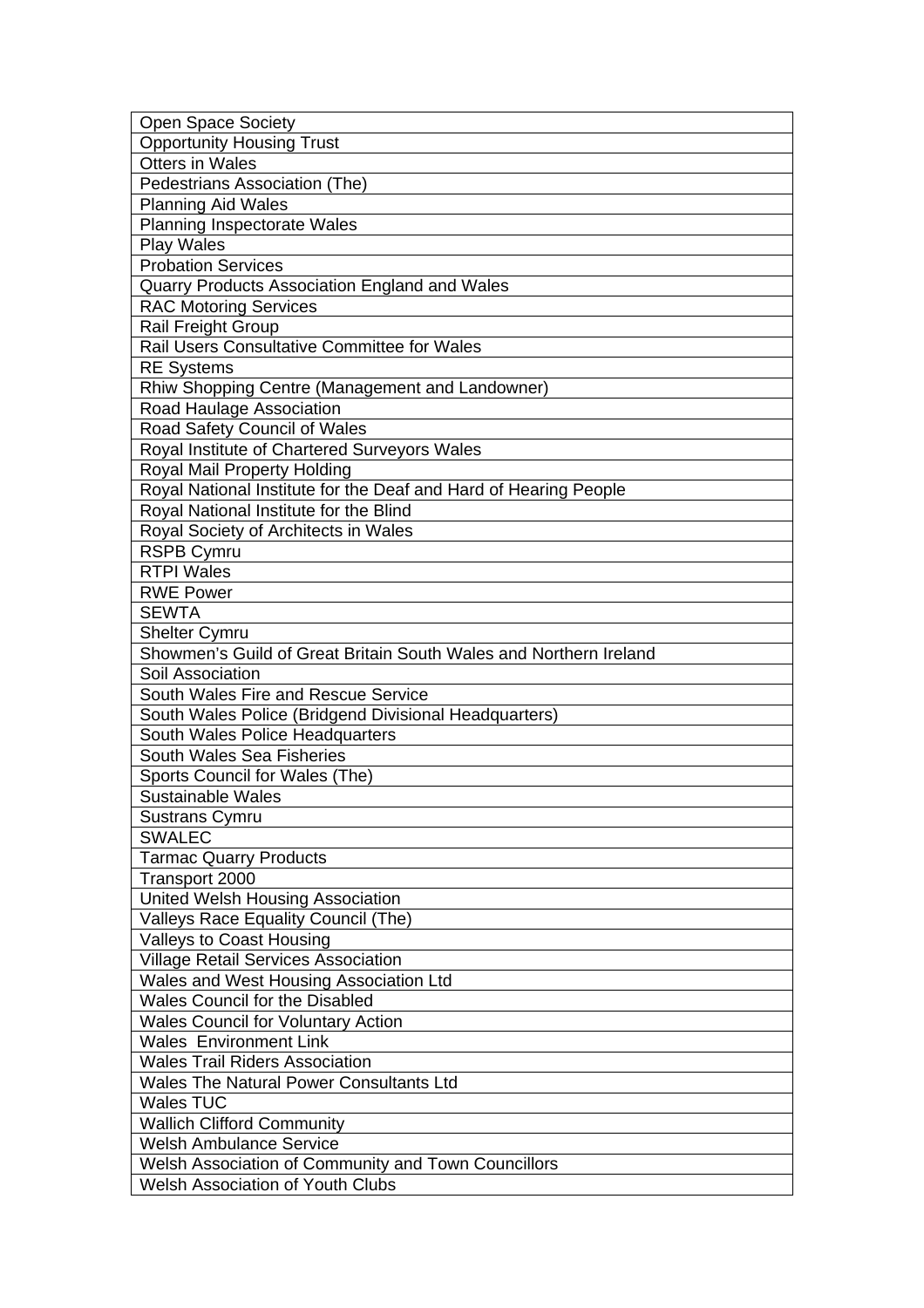| Open Space Society |
| --- |
| Opportunity Housing Trust |
| Otters in Wales |
| Pedestrians Association (The) |
| Planning Aid Wales |
| Planning Inspectorate Wales |
| Play Wales |
| Probation Services |
| Quarry Products Association England and Wales |
| RAC Motoring Services |
| Rail Freight Group |
| Rail Users Consultative Committee for Wales |
| RE Systems |
| Rhiw Shopping Centre (Management and Landowner) |
| Road Haulage Association |
| Road Safety Council of Wales |
| Royal Institute of Chartered Surveyors Wales |
| Royal Mail Property Holding |
| Royal National Institute for the Deaf and Hard of Hearing People |
| Royal National Institute for the Blind |
| Royal Society of Architects in Wales |
| RSPB Cymru |
| RTPI Wales |
| RWE Power |
| SEWTA |
| Shelter Cymru |
| Showmen's Guild of Great Britain South Wales and Northern Ireland |
| Soil Association |
| South Wales Fire and Rescue Service |
| South Wales Police (Bridgend Divisional Headquarters) |
| South Wales Police Headquarters |
| South Wales Sea Fisheries |
| Sports Council for Wales (The) |
| Sustainable Wales |
| Sustrans Cymru |
| SWALEC |
| Tarmac Quarry Products |
| Transport 2000 |
| United Welsh Housing Association |
| Valleys Race Equality Council (The) |
| Valleys to Coast Housing |
| Village Retail Services Association |
| Wales and West Housing Association Ltd |
| Wales Council for the Disabled |
| Wales Council for Voluntary Action |
| Wales Environment Link |
| Wales Trail Riders Association |
| Wales The Natural Power Consultants Ltd |
| Wales TUC |
| Wallich Clifford Community |
| Welsh Ambulance Service |
| Welsh Association of Community and Town Councillors |
| Welsh Association of Youth Clubs |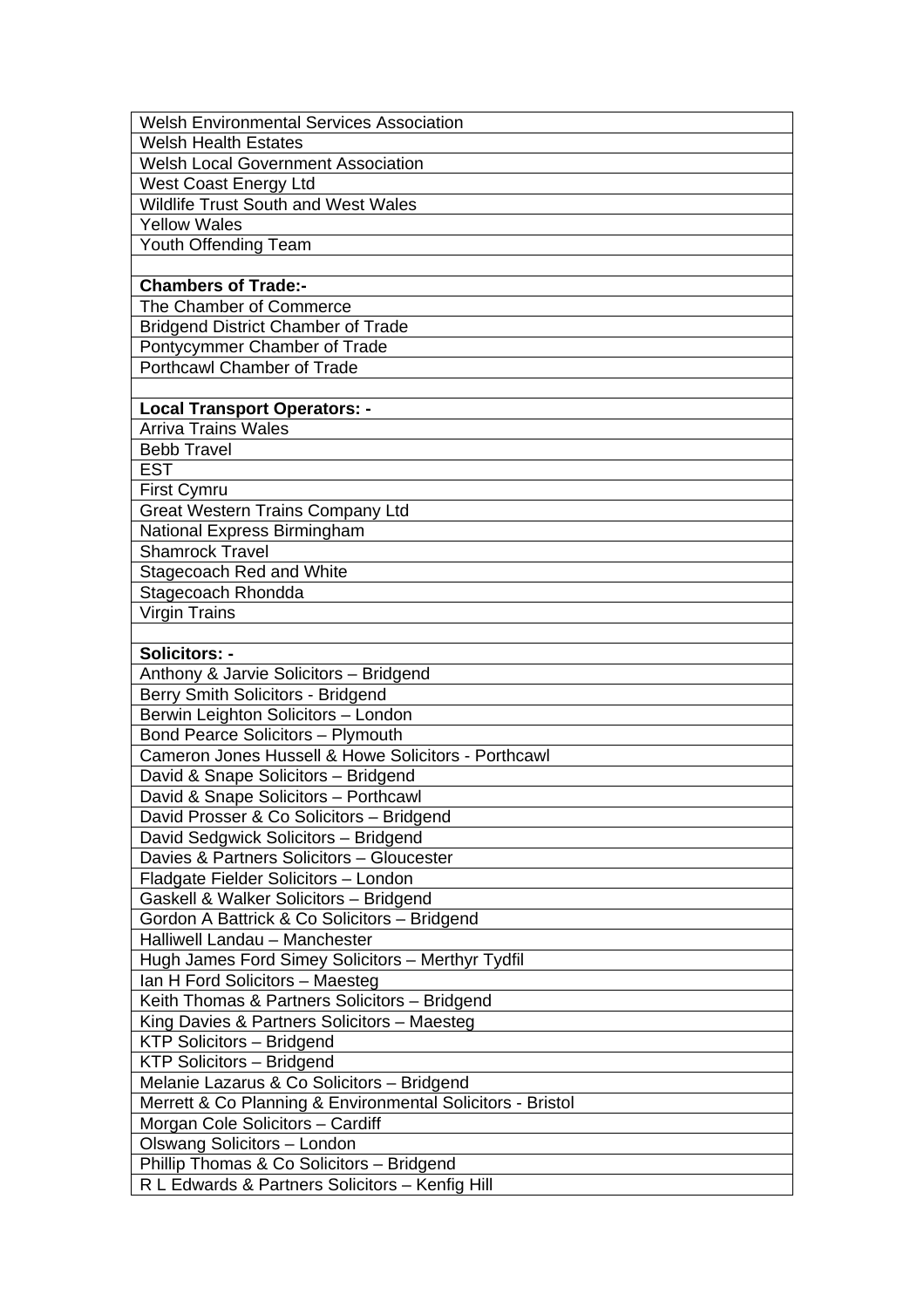| Welsh Environmental Services Association |
|---|
| Welsh Health Estates |
| Welsh Local Government Association |
| West Coast Energy Ltd |
| Wildlife Trust South and West Wales |
| Yellow Wales |
| Youth Offending Team |
| |
| **Chambers of Trade:-** |
| The Chamber of Commerce |
| Bridgend District Chamber of Trade |
| Pontycymmer Chamber of Trade |
| Porthcawl Chamber of Trade |
| |
| **Local Transport Operators: -** |
| Arriva Trains Wales |
| Bebb Travel |
| EST |
| First Cymru |
| Great Western Trains Company Ltd |
| National Express Birmingham |
| Shamrock Travel |
| Stagecoach Red and White |
| Stagecoach Rhondda |
| Virgin Trains |
| |
| **Solicitors: -** |
| Anthony & Jarvie Solicitors – Bridgend |
| Berry Smith Solicitors - Bridgend |
| Berwin Leighton Solicitors – London |
| Bond Pearce Solicitors – Plymouth |
| Cameron Jones Hussell & Howe Solicitors - Porthcawl |
| David & Snape Solicitors – Bridgend |
| David & Snape Solicitors – Porthcawl |
| David Prosser & Co Solicitors – Bridgend |
| David Sedgwick Solicitors – Bridgend |
| Davies & Partners Solicitors – Gloucester |
| Fladgate Fielder Solicitors – London |
| Gaskell & Walker Solicitors – Bridgend |
| Gordon A Battrick & Co Solicitors – Bridgend |
| Halliwell Landau – Manchester |
| Hugh James Ford Simey Solicitors – Merthyr Tydfil |
| Ian H Ford Solicitors – Maesteg |
| Keith Thomas & Partners Solicitors – Bridgend |
| King Davies & Partners Solicitors – Maesteg |
| KTP Solicitors – Bridgend |
| KTP Solicitors – Bridgend |
| Melanie Lazarus & Co Solicitors – Bridgend |
| Merrett & Co Planning & Environmental Solicitors - Bristol |
| Morgan Cole Solicitors – Cardiff |
| Olswang Solicitors – London |
| Phillip Thomas & Co Solicitors – Bridgend |
| R L Edwards & Partners Solicitors – Kenfig Hill |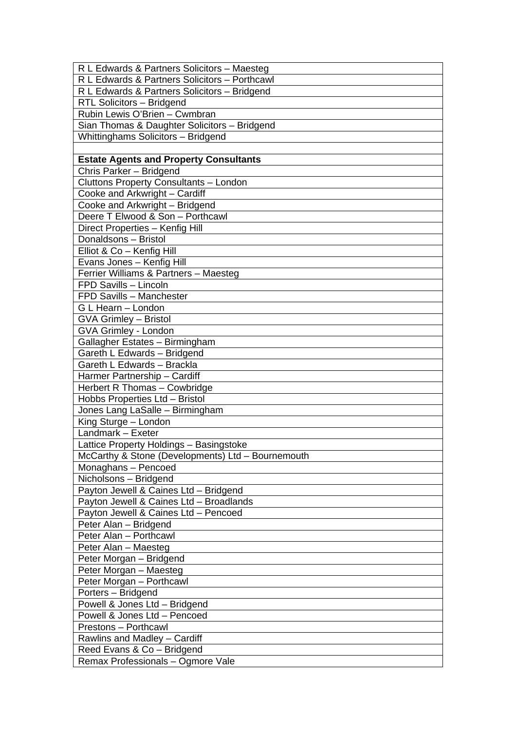| R L Edwards & Partners Solicitors – Maesteg |
|---|
| R L Edwards & Partners Solicitors – Porthcawl |
| R L Edwards & Partners Solicitors – Bridgend |
| RTL Solicitors – Bridgend |
| Rubin Lewis O'Brien – Cwmbran |
| Sian Thomas & Daughter Solicitors – Bridgend |
| Whittinghams Solicitors – Bridgend |
| |
| **Estate Agents and Property Consultants** |
| Chris Parker – Bridgend |
| Cluttons Property Consultants – London |
| Cooke and Arkwright – Cardiff |
| Cooke and Arkwright – Bridgend |
| Deere T Elwood & Son – Porthcawl |
| Direct Properties – Kenfig Hill |
| Donaldsons – Bristol |
| Elliot & Co – Kenfig Hill |
| Evans Jones – Kenfig Hill |
| Ferrier Williams & Partners – Maesteg |
| FPD Savills – Lincoln |
| FPD Savills – Manchester |
| G L Hearn – London |
| GVA Grimley – Bristol |
| GVA Grimley - London |
| Gallagher Estates – Birmingham |
| Gareth L Edwards – Bridgend |
| Gareth L Edwards – Brackla |
| Harmer Partnership – Cardiff |
| Herbert R Thomas – Cowbridge |
| Hobbs Properties Ltd – Bristol |
| Jones Lang LaSalle – Birmingham |
| King Sturge – London |
| Landmark – Exeter |
| Lattice Property Holdings – Basingstoke |
| McCarthy & Stone (Developments) Ltd – Bournemouth |
| Monaghans – Pencoed |
| Nicholsons – Bridgend |
| Payton Jewell & Caines Ltd – Bridgend |
| Payton Jewell & Caines Ltd – Broadlands |
| Payton Jewell & Caines Ltd – Pencoed |
| Peter Alan – Bridgend |
| Peter Alan – Porthcawl |
| Peter Alan – Maesteg |
| Peter Morgan – Bridgend |
| Peter Morgan – Maesteg |
| Peter Morgan – Porthcawl |
| Porters – Bridgend |
| Powell & Jones Ltd – Bridgend |
| Powell & Jones Ltd – Pencoed |
| Prestons – Porthcawl |
| Rawlins and Madley – Cardiff |
| Reed Evans & Co – Bridgend |
| Remax Professionals – Ogmore Vale |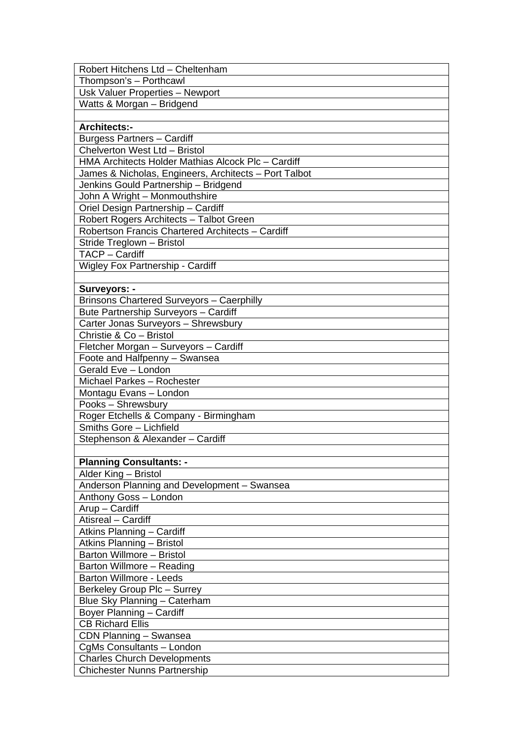| Robert Hitchens Ltd – Cheltenham |
|---|
| Thompson's – Porthcawl |
| Usk Valuer Properties – Newport |
| Watts & Morgan – Bridgend |
| |
| **Architects:-** |
| Burgess Partners – Cardiff |
| Chelverton West Ltd – Bristol |
| HMA Architects Holder Mathias Alcock Plc – Cardiff |
| James & Nicholas, Engineers, Architects – Port Talbot |
| Jenkins Gould Partnership – Bridgend |
| John A Wright – Monmouthshire |
| Oriel Design Partnership – Cardiff |
| Robert Rogers Architects – Talbot Green |
| Robertson Francis Chartered Architects – Cardiff |
| Stride Treglown – Bristol |
| TACP – Cardiff |
| Wigley Fox Partnership - Cardiff |
| |
| **Surveyors: -** |
| Brinsons Chartered Surveyors – Caerphilly |
| Bute Partnership Surveyors – Cardiff |
| Carter Jonas Surveyors – Shrewsbury |
| Christie & Co – Bristol |
| Fletcher Morgan – Surveyors – Cardiff |
| Foote and Halfpenny – Swansea |
| Gerald Eve – London |
| Michael Parkes – Rochester |
| Montagu Evans – London |
| Pooks – Shrewsbury |
| Roger Etchells & Company - Birmingham |
| Smiths Gore – Lichfield |
| Stephenson & Alexander – Cardiff |
| |
| **Planning Consultants: -** |
| Alder King – Bristol |
| Anderson Planning and Development – Swansea |
| Anthony Goss – London |
| Arup – Cardiff |
| Atisreal – Cardiff |
| Atkins Planning – Cardiff |
| Atkins Planning – Bristol |
| Barton Willmore – Bristol |
| Barton Willmore – Reading |
| Barton Willmore - Leeds |
| Berkeley Group Plc – Surrey |
| Blue Sky Planning – Caterham |
| Boyer Planning – Cardiff |
| CB Richard Ellis |
| CDN Planning – Swansea |
| CgMs Consultants – London |
| Charles Church Developments |
| Chichester Nunns Partnership |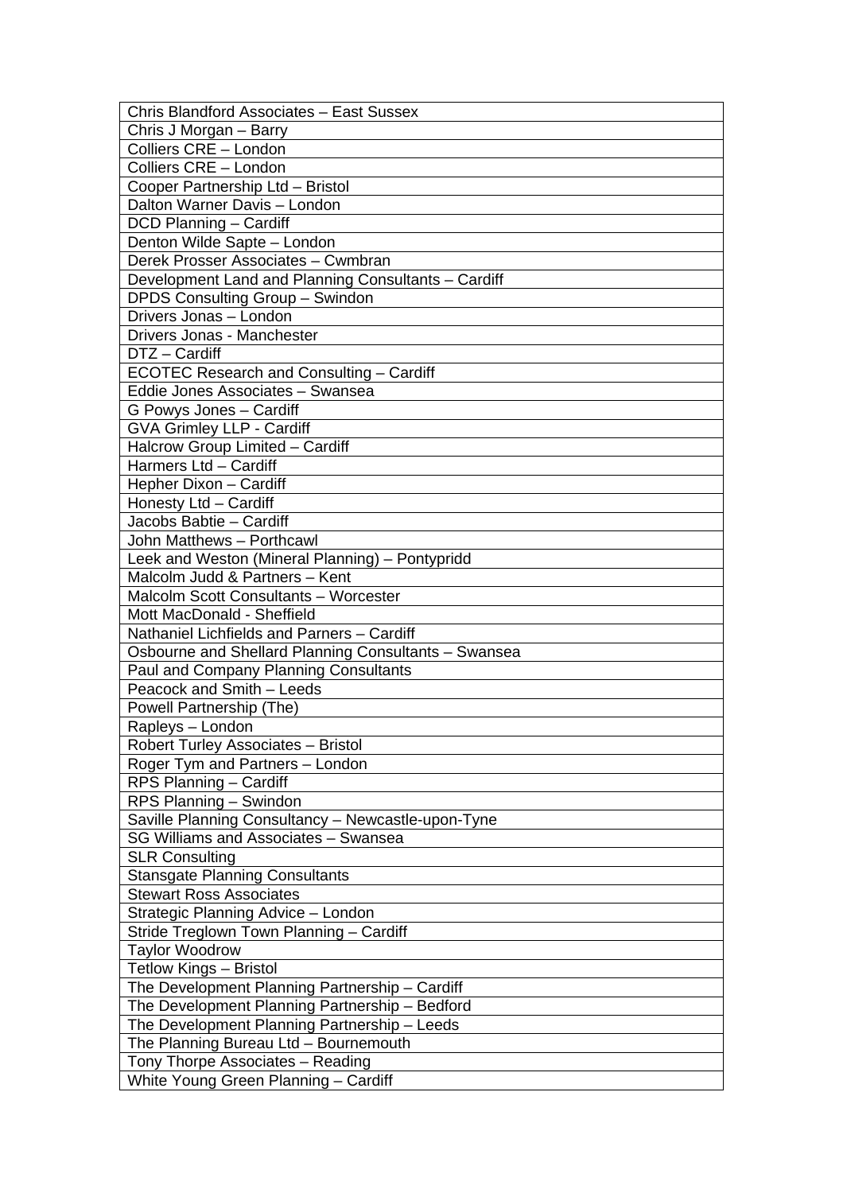| Chris Blandford Associates – East Sussex |
|---|
| Chris J Morgan – Barry |
| Colliers CRE – London |
| Colliers CRE – London |
| Cooper Partnership Ltd – Bristol |
| Dalton Warner Davis – London |
| DCD Planning – Cardiff |
| Denton Wilde Sapte – London |
| Derek Prosser Associates – Cwmbran |
| Development Land and Planning Consultants – Cardiff |
| DPDS Consulting Group – Swindon |
| Drivers Jonas – London |
| Drivers Jonas - Manchester |
| DTZ – Cardiff |
| ECOTEC Research and Consulting – Cardiff |
| Eddie Jones Associates – Swansea |
| G Powys Jones – Cardiff |
| GVA Grimley LLP - Cardiff |
| Halcrow Group Limited – Cardiff |
| Harmers Ltd – Cardiff |
| Hepher Dixon – Cardiff |
| Honesty Ltd – Cardiff |
| Jacobs Babtie – Cardiff |
| John Matthews – Porthcawl |
| Leek and Weston (Mineral Planning) – Pontypridd |
| Malcolm Judd & Partners – Kent |
| Malcolm Scott Consultants – Worcester |
| Mott MacDonald - Sheffield |
| Nathaniel Lichfields and Parners – Cardiff |
| Osbourne and Shellard Planning Consultants – Swansea |
| Paul and Company Planning Consultants |
| Peacock and Smith – Leeds |
| Powell Partnership (The) |
| Rapleys – London |
| Robert Turley Associates – Bristol |
| Roger Tym and Partners – London |
| RPS Planning – Cardiff |
| RPS Planning – Swindon |
| Saville Planning Consultancy – Newcastle-upon-Tyne |
| SG Williams and Associates – Swansea |
| SLR Consulting |
| Stansgate Planning Consultants |
| Stewart Ross Associates |
| Strategic Planning Advice – London |
| Stride Treglown Town Planning – Cardiff |
| Taylor Woodrow |
| Tetlow Kings – Bristol |
| The Development Planning Partnership – Cardiff |
| The Development Planning Partnership – Bedford |
| The Development Planning Partnership – Leeds |
| The Planning Bureau Ltd – Bournemouth |
| Tony Thorpe Associates – Reading |
| White Young Green Planning – Cardiff |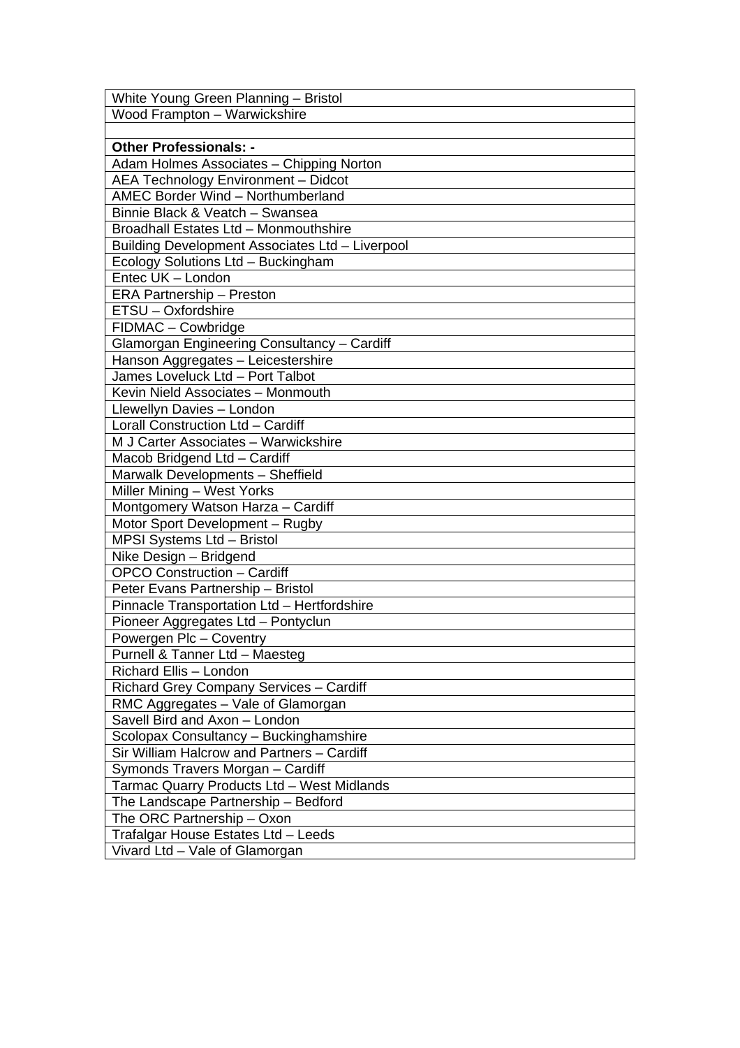| |
|---|
| White Young Green Planning – Bristol |
| Wood Frampton – Warwickshire |
| |
| **Other Professionals: -** |
| Adam Holmes Associates – Chipping Norton |
| AEA Technology Environment – Didcot |
| AMEC Border Wind – Northumberland |
| Binnie Black & Veatch – Swansea |
| Broadhall Estates Ltd – Monmouthshire |
| Building Development Associates Ltd – Liverpool |
| Ecology Solutions Ltd – Buckingham |
| Entec UK – London |
| ERA Partnership – Preston |
| ETSU – Oxfordshire |
| FIDMAC – Cowbridge |
| Glamorgan Engineering Consultancy – Cardiff |
| Hanson Aggregates – Leicestershire |
| James Loveluck Ltd – Port Talbot |
| Kevin Nield Associates – Monmouth |
| Llewellyn Davies – London |
| Lorall Construction Ltd – Cardiff |
| M J Carter Associates – Warwickshire |
| Macob Bridgend Ltd – Cardiff |
| Marwalk Developments – Sheffield |
| Miller Mining – West Yorks |
| Montgomery Watson Harza – Cardiff |
| Motor Sport Development – Rugby |
| MPSI Systems Ltd – Bristol |
| Nike Design – Bridgend |
| OPCO Construction – Cardiff |
| Peter Evans Partnership – Bristol |
| Pinnacle Transportation Ltd – Hertfordshire |
| Pioneer Aggregates Ltd – Pontyclun |
| Powergen Plc – Coventry |
| Purnell & Tanner Ltd – Maesteg |
| Richard Ellis – London |
| Richard Grey Company Services – Cardiff |
| RMC Aggregates – Vale of Glamorgan |
| Savell Bird and Axon – London |
| Scolopax Consultancy – Buckinghamshire |
| Sir William Halcrow and Partners – Cardiff |
| Symonds Travers Morgan – Cardiff |
| Tarmac Quarry Products Ltd – West Midlands |
| The Landscape Partnership – Bedford |
| The ORC Partnership – Oxon |
| Trafalgar House Estates Ltd – Leeds |
| Vivard Ltd – Vale of Glamorgan |